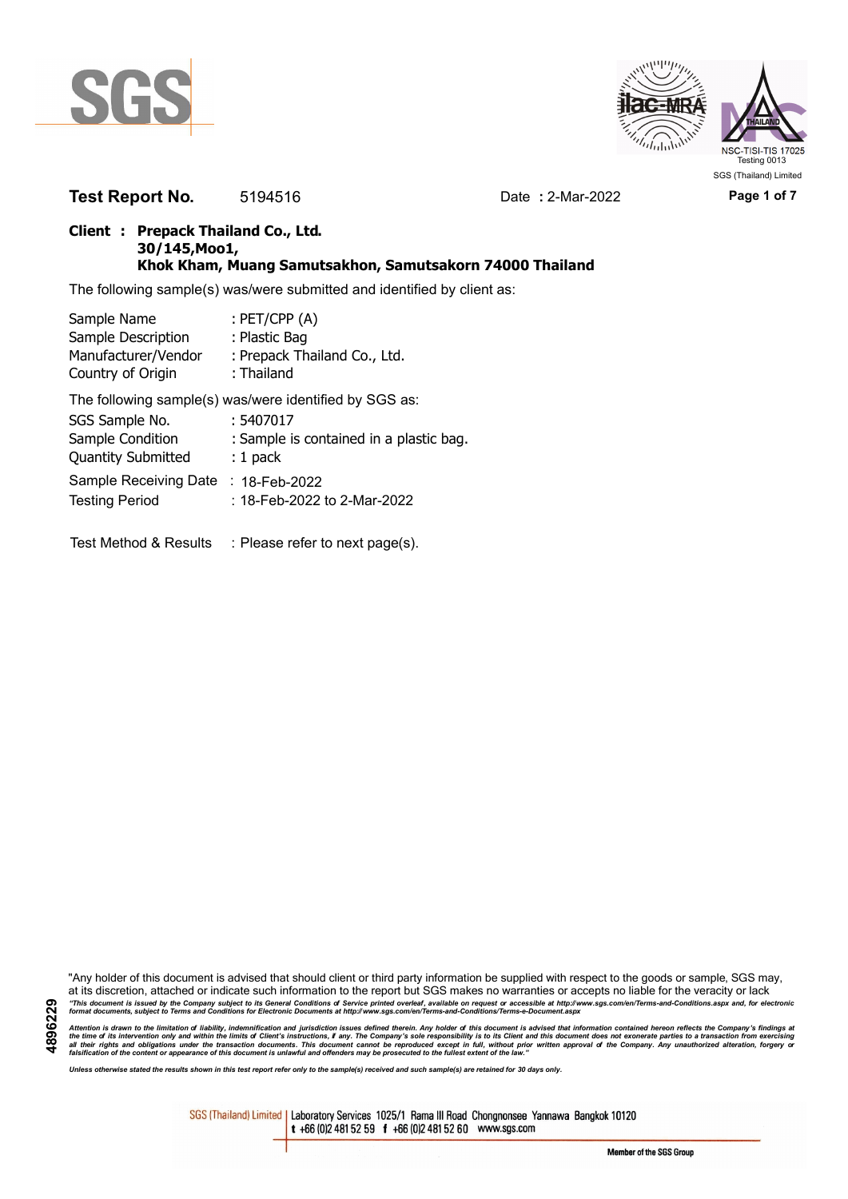**Test Report No.** 5194516 Date **:** 2-Mar-2022

**Client : Prepack Thailand Co., Ltd.**
**30/145,Moo1,**
**Khok Kham, Muang Samutsakhon, Samutsakorn 74000 Thailand**

The following sample(s) was/were submitted and identified by client as:

| | |
|---|---|
| Sample Name | : PET/CPP (A) |
| Sample Description | : Plastic Bag |
| Manufacturer/Vendor | : Prepack Thailand Co., Ltd. |
| Country of Origin | : Thailand |

The following sample(s) was/were identified by SGS as:

| | |
|---|---|
| SGS Sample No. | : 5407017 |
| Sample Condition | : Sample is contained in a plastic bag. |
| Quantity Submitted | : 1 pack |
| Sample Receiving Date | : 18-Feb-2022 |
| Testing Period | : 18-Feb-2022 to 2-Mar-2022 |

Test Method & Results : Please refer to next page(s).

"Any holder of this document is advised that should client or third party information be supplied with respect to the goods or sample, SGS may, at its discretion, attached or indicate such information to the report but SGS makes no warranties or accepts no liable for the veracity or lack

*"This document is issued by the Company subject to its General Conditions of Service printed overleaf, available on request or accessible at http://www.sgs.com/en/Terms-and-Conditions.aspx and, for electronic format documents, subject to Terms and Conditions for Electronic Documents at http://www.sgs.com/en/Terms-and-Conditions/Terms-e-Document.aspx*

*Attention is drawn to the limitation of liability, indemnification and jurisdiction issues defined therein. Any holder of this document is advised that information contained hereon reflects the Company's findings at the time of its intervention only and within the limits of Client's instructions, if any. The Company's sole responsibility is to its Client and this document does not exonerate parties to a transaction from exercising all their rights and obligations under the transaction documents. This document cannot be reproduced except in full, without prior written approval of the Company. Any unauthorized alteration, forgery or falsification of the content or appearance of this document is unlawful and offenders may be prosecuted to the fullest extent of the law."*

*Unless otherwise stated the results shown in this test report refer only to the sample(s) received and such sample(s) are retained for 30 days only.*

SGS (Thailand) Limited | Laboratory Services 1025/1 Rama III Road Chongnonsee Yannawa Bangkok 10120
t +66 (0)2 481 52 59 f +66 (0)2 481 52 60 www.sgs.com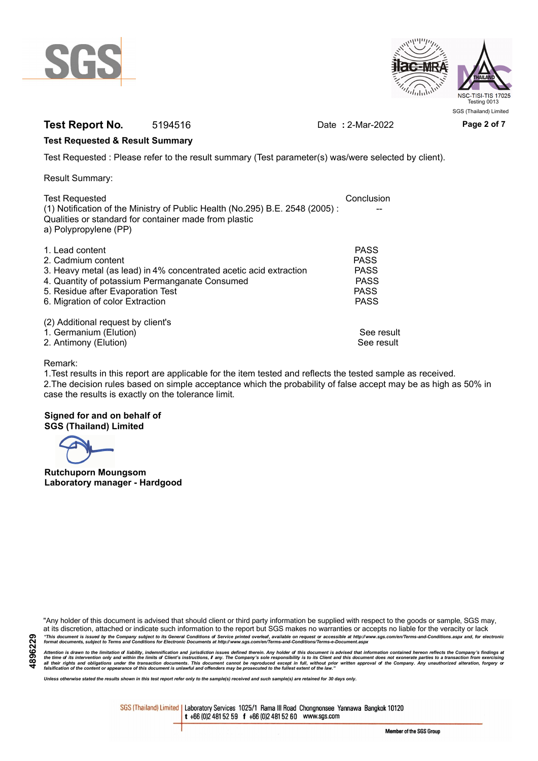**Test Report No.** 5194516 Date : 2-Mar-2022

**Test Requested & Result Summary**

Test Requested : Please refer to the result summary (Test parameter(s) was/were selected by client).

Result Summary:

| Test Requested | Conclusion |
|---|---|
| (1) Notification of the Ministry of Public Health (No.295) B.E. 2548 (2005) : Qualities or standard for container made from plastic | -- |
| a) Polypropylene (PP) | |
| 1. Lead content | PASS |
| 2. Cadmium content | PASS |
| 3. Heavy metal (as lead) in 4% concentrated acetic acid extraction | PASS |
| 4. Quantity of potassium Permanganate Consumed | PASS |
| 5. Residue after Evaporation Test | PASS |
| 6. Migration of color Extraction | PASS |
| (2) Additional request by client's | |
| 1. Germanium (Elution) | See result |
| 2. Antimony (Elution) | See result |

Remark:
1.Test results in this report are applicable for the item tested and reflects the tested sample as received.
2.The decision rules based on simple acceptance which the probability of false accept may be as high as 50% in case the results is exactly on the tolerance limit.

**Signed for and on behalf of**
**SGS (Thailand) Limited**

**Rutchuporn Moungsom**
**Laboratory manager - Hardgood**

"Any holder of this document is advised that should client or third party information be supplied with respect to the goods or sample, SGS may, at its discretion, attach or indicate such information to the report but SGS makes no warranties or accepts no liable for the veracity or lack

*"This document is issued by the Company subject to its General Conditions of Service printed overleaf, available on request or accessible at http://www.sgs.com/en/Terms-and-Conditions.aspx and, for electronic format documents, subject to Terms and Conditions for Electronic Documents at http://www.sgs.com/en/Terms-and-Conditions/Terms-e-Document.aspx*

*Attention is drawn to the limitation of liability, indemnification and jurisdiction issues defined therein. Any holder of this document is advised that information contained hereon reflects the Company's findings at the time of its intervention only and within the limits of Client's instructions, if any. The Company's sole responsibility is to its Client and this document does not exonerate parties to a transaction from exercising all their rights and obligations under the transaction documents. This document cannot be reproduced except in full, without prior written approval of the Company. Any unauthorized alteration, forgery or falsification of the content or appearance of this document is unlawful and offenders may be prosecuted to the fullest extent of the law."*

*Unless otherwise stated the results shown in this test report refer only to the sample(s) received and such sample(s) are retained for 30 days only.*

4896229

SGS (Thailand) Limited | Laboratory Services 1025/1 Rama III Road Chongnonsee Yannawa Bangkok 10120
t +66 (0)2 481 52 59 f +66 (0)2 481 52 60 www.sgs.com

Member of the SGS Group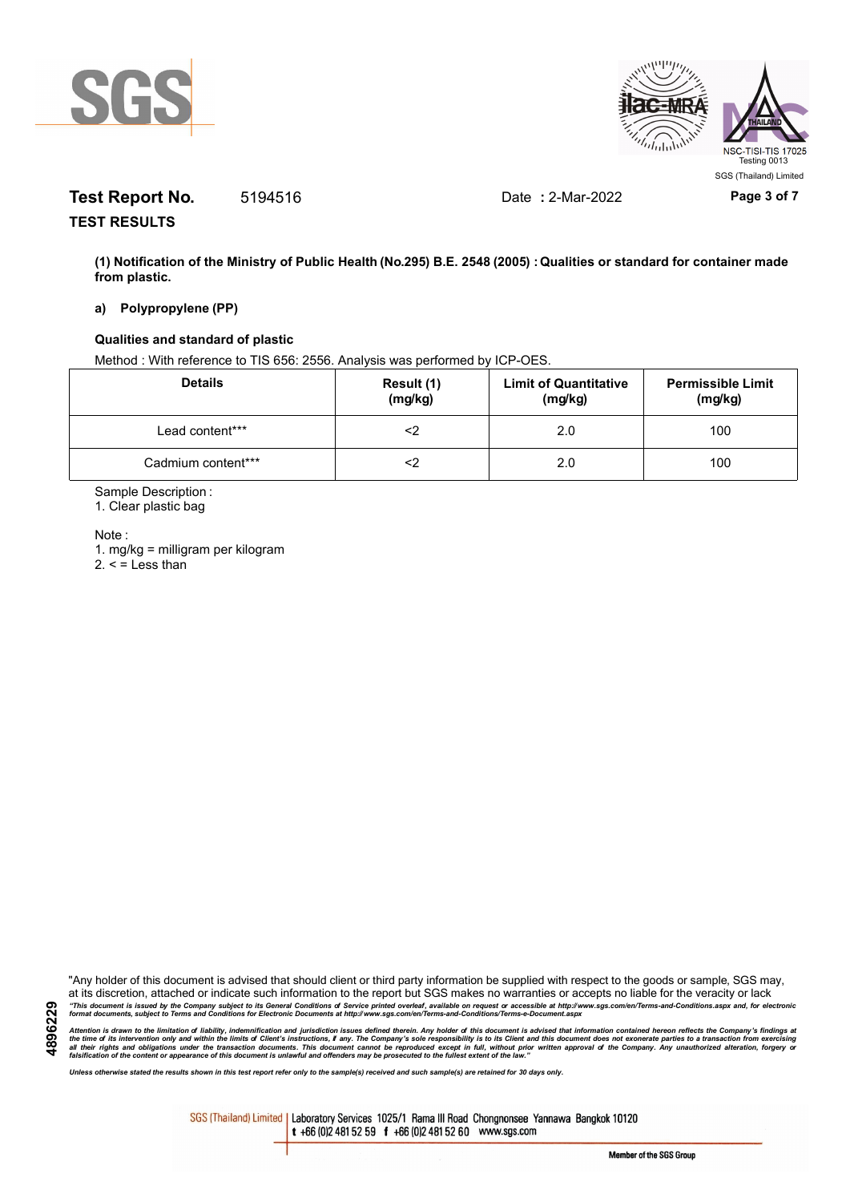**Test Report No.** 5194516 Date **:** 2-Mar-2022

**TEST RESULTS**

**(1) Notification of the Ministry of Public Health (No.295) B.E. 2548 (2005) : Qualities or standard for container made from plastic.**

**a) Polypropylene (PP)**

**Qualities and standard of plastic**

Method : With reference to TIS 656: 2556. Analysis was performed by ICP-OES.

| Details | Result (1) (mg/kg) | Limit of Quantitative (mg/kg) | Permissible Limit (mg/kg) |
|---|---|---|---|
| Lead content*** | <2 | 2.0 | 100 |
| Cadmium content*** | <2 | 2.0 | 100 |

Sample Description :

1. Clear plastic bag

Note :

1. mg/kg = milligram per kilogram
2. < = Less than

"Any holder of this document is advised that should client or third party information be supplied with respect to the goods or sample, SGS may, at its discretion, attached or indicate such information to the report but SGS makes no warranties or accepts no liable for the veracity or lack

*"This document is issued by the Company subject to its General Conditions of Service printed overleaf, available on request or accessible at http://www.sgs.com/en/Terms-and-Conditions.aspx and, for electronic format documents, subject to Terms and Conditions for Electronic Documents at http://www.sgs.com/en/Terms-and-Conditions/Terms-e-Document.aspx*

*Attention is drawn to the limitation of liability, indemnification and jurisdiction issues defined therein. Any holder of this document is advised that information contained hereon reflects the Company's findings at the time of its intervention only and within the limits of Client's instructions, if any. The Company's sole responsibility is to its Client and this document does not exonerate parties to a transaction from exercising all their rights and obligations under the transaction documents. This document cannot be reproduced except in full, without prior written approval of the Company. Any unauthorized alteration, forgery or falsification of the content or appearance of this document is unlawful and offenders may be prosecuted to the fullest extent of the law."*

*Unless otherwise stated the results shown in this test report refer only to the sample(s) received and such sample(s) are retained for 30 days only.*

4896229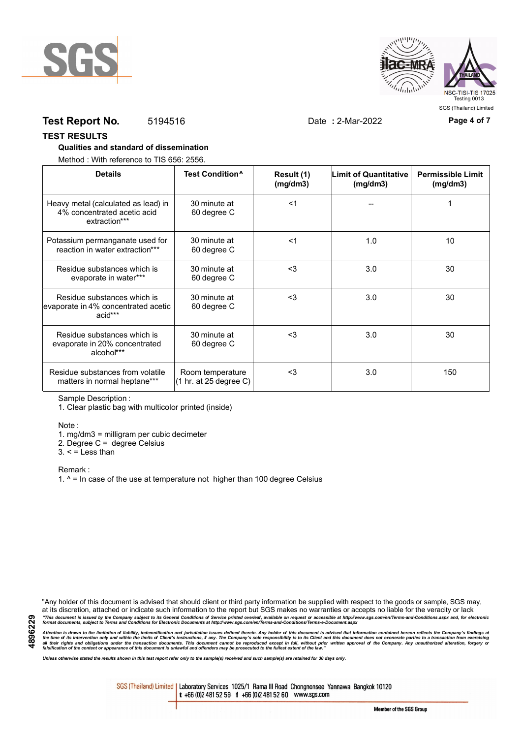**Test Report No.** 5194516 Date **:** 2-Mar-2022

## TEST RESULTS

**Qualities and standard of dissemination**

Method : With reference to TIS 656: 2556.

| Details | Test Condition^ | Result (1) (mg/dm3) | Limit of Quantitative (mg/dm3) | Permissible Limit (mg/dm3) |
|---|---|---|---|---|
| Heavy metal (calculated as lead) in 4% concentrated acetic acid extraction*** | 30 minute at 60 degree C | <1 | -- | 1 |
| Potassium permanganate used for reaction in water extraction*** | 30 minute at 60 degree C | <1 | 1.0 | 10 |
| Residue substances which is evaporate in water*** | 30 minute at 60 degree C | <3 | 3.0 | 30 |
| Residue substances which is evaporate in 4% concentrated acetic acid*** | 30 minute at 60 degree C | <3 | 3.0 | 30 |
| Residue substances which is evaporate in 20% concentrated alcohol*** | 30 minute at 60 degree C | <3 | 3.0 | 30 |
| Residue substances from volatile matters in normal heptane*** | Room temperature (1 hr. at 25 degree C) | <3 | 3.0 | 150 |

Sample Description :

1. Clear plastic bag with multicolor printed (inside)

Note :

1. mg/dm3 = milligram per cubic decimeter
2. Degree C = degree Celsius
3. < = Less than

Remark :

1. ^ = In case of the use at temperature not higher than 100 degree Celsius

"Any holder of this document is advised that should client or third party information be supplied with respect to the goods or sample, SGS may, at its discretion, attached or indicate such information to the report but SGS makes no warranties or accepts no liable for the veracity or lack

*"This document is issued by the Company subject to its General Conditions of Service printed overleaf, available on request or accessible at http://www.sgs.com/en/Terms-and-Conditions.aspx and, for electronic format documents, subject to Terms and Conditions for Electronic Documents at http://www.sgs.com/en/Terms-and-Conditions/Terms-e-Document.aspx*

*Attention is drawn to the limitation of liability, indemnification and jurisdiction issues defined therein. Any holder of this document is advised that information contained hereon reflects the Company's findings at the time of its intervention only and within the limits of Client's instructions, if any. The Company's sole responsibility is to its Client and this document does not exonerate parties to a transaction from exercising all their rights and obligations under the transaction documents. This document cannot be reproduced except in full, without prior written approval of the Company. Any unauthorized alteration, forgery or falsification of the content or appearance of this document is unlawful and offenders may be prosecuted to the fullest extent of the law."*

*Unless otherwise stated the results shown in this test report refer only to the sample(s) received and such sample(s) are retained for 30 days only.*

SGS (Thailand) Limited | Laboratory Services 1025/1 Rama III Road Chongnonsee Yannawa Bangkok 10120 t +66 (0)2 481 52 59 f +66 (0)2 481 52 60 www.sgs.com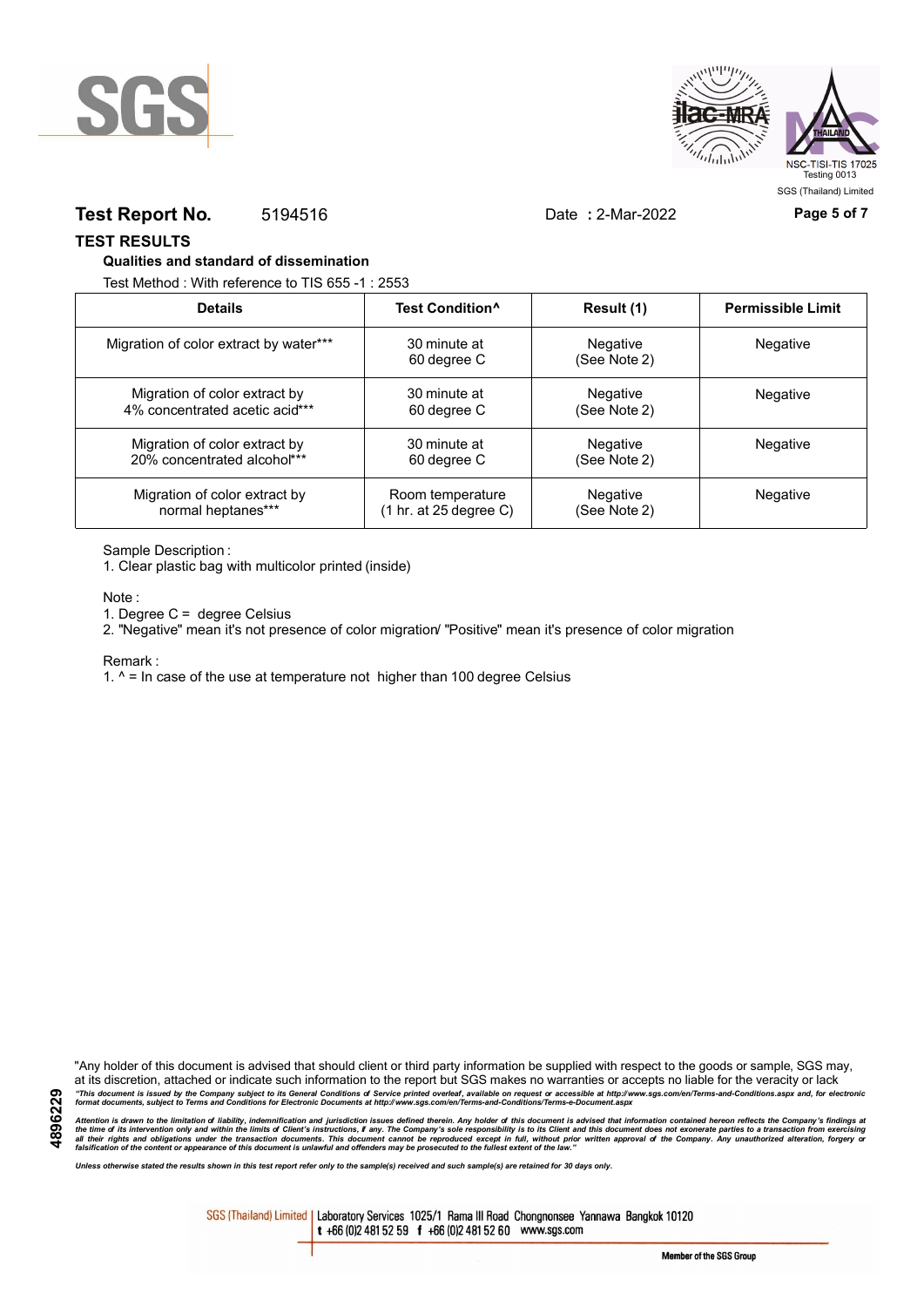**Test Report No.** 5194516 Date : 2-Mar-2022

## TEST RESULTS

**Qualities and standard of dissemination**

Test Method : With reference to TIS 655 -1 : 2553

| Details | Test Condition^ | Result (1) | Permissible Limit |
|---|---|---|---|
| Migration of color extract by water*** | 30 minute at 60 degree C | Negative (See Note 2) | Negative |
| Migration of color extract by 4% concentrated acetic acid*** | 30 minute at 60 degree C | Negative (See Note 2) | Negative |
| Migration of color extract by 20% concentrated alcohol*** | 30 minute at 60 degree C | Negative (See Note 2) | Negative |
| Migration of color extract by normal heptanes*** | Room temperature (1 hr. at 25 degree C) | Negative (See Note 2) | Negative |

Sample Description :

1. Clear plastic bag with multicolor printed (inside)

Note :

1. Degree C = degree Celsius
2. "Negative" mean it's not presence of color migration/ "Positive" mean it's presence of color migration

Remark :

1. ^ = In case of the use at temperature not higher than 100 degree Celsius

"Any holder of this document is advised that should client or third party information be supplied with respect to the goods or sample, SGS may, at its discretion, attached or indicate such information to the report but SGS makes no warranties or accepts no liable for the veracity or lack

*"This document is issued by the Company subject to its General Conditions of Service printed overleaf, available on request or accessible at http://www.sgs.com/en/Terms-and-Conditions.aspx and, for electronic format documents, subject to Terms and Conditions for Electronic Documents at http://www.sgs.com/en/Terms-and-Conditions/Terms-e-Document.aspx*

*Attention is drawn to the limitation of liability, indemnification and jurisdiction issues defined therein. Any holder of this document is advised that information contained hereon reflects the Company's findings at the time of its intervention only and within the limits of Client's instructions, if any. The Company's sole responsibility is to its Client and this document does not exonerate parties to a transaction from exercising all their rights and obligations under the transaction documents. This document cannot be reproduced except in full, without prior written approval of the Company. Any unauthorized alteration, forgery or falsification of the content or appearance of this document is unlawful and offenders may be prosecuted to the fullest extent of the law."*

*Unless otherwise stated the results shown in this test report refer only to the sample(s) received and such sample(s) are retained for 30 days only.*

4896229

SGS (Thailand) Limited | Laboratory Services 1025/1 Rama III Road Chongnonsee Yannawa Bangkok 10120 t +66 (0)2 481 52 59 f +66 (0)2 481 52 60 www.sgs.com

Member of the SGS Group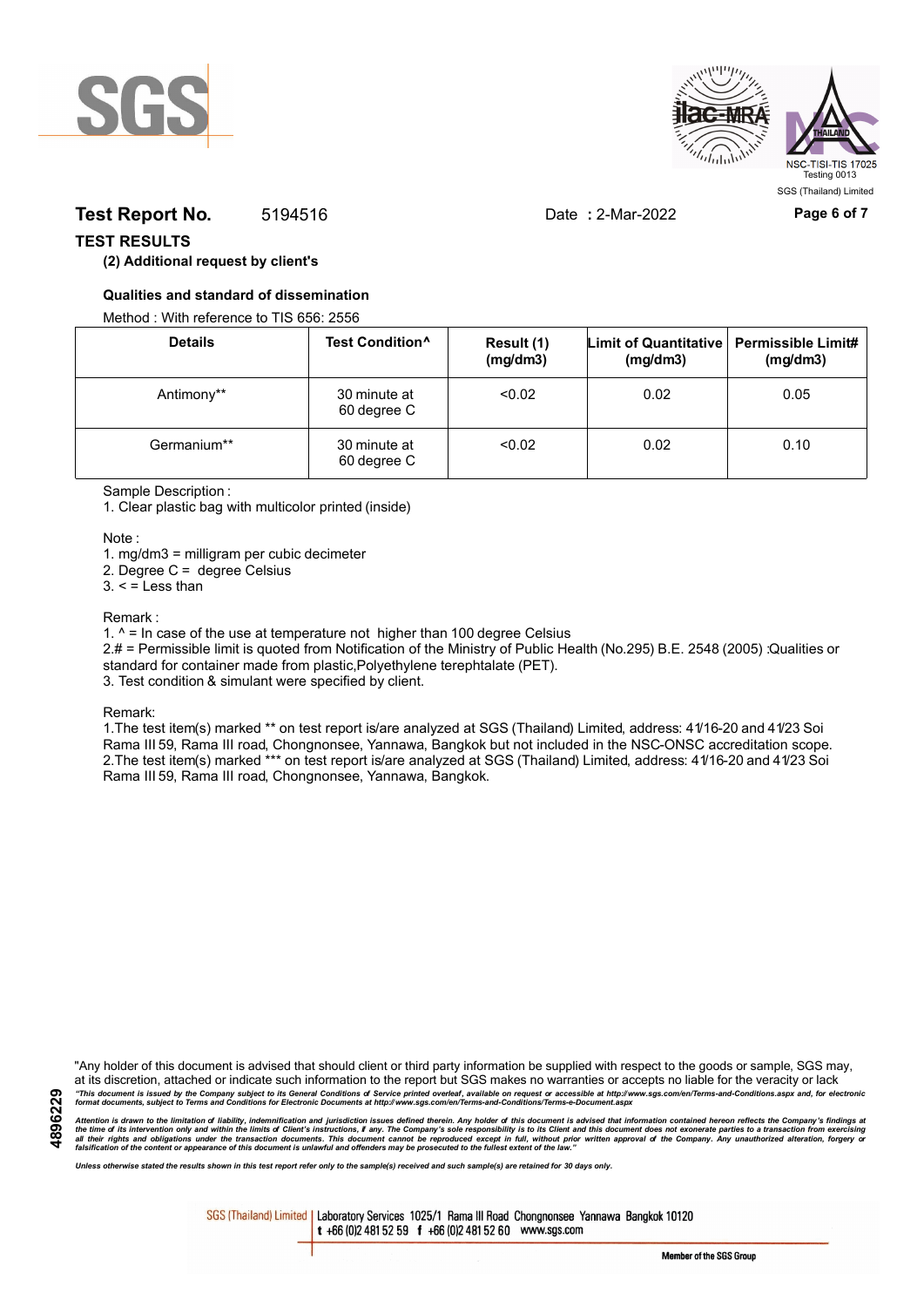**Test Report No.** 5194516 Date **:** 2-Mar-2022

## TEST RESULTS

**(2) Additional request by client's**

**Qualities and standard of dissemination**

Method : With reference to TIS 656: 2556

| Details | Test Condition^ | Result (1) (mg/dm3) | Limit of Quantitative (mg/dm3) | Permissible Limit# (mg/dm3) |
|---|---|---|---|---|
| Antimony** | 30 minute at 60 degree C | <0.02 | 0.02 | 0.05 |
| Germanium** | 30 minute at 60 degree C | <0.02 | 0.02 | 0.10 |

Sample Description :

1. Clear plastic bag with multicolor printed (inside)

Note :

1. mg/dm3 = milligram per cubic decimeter
2. Degree C = degree Celsius
3. < = Less than

Remark :

1. ^ = In case of the use at temperature not higher than 100 degree Celsius
2. # = Permissible limit is quoted from Notification of the Ministry of Public Health (No.295) B.E. 2548 (2005) :Qualities or standard for container made from plastic,Polyethylene terephtalate (PET).
3. Test condition & simulant were specified by client.

Remark:

1. The test item(s) marked ** on test report is/are analyzed at SGS (Thailand) Limited, address: 41/16-20 and 41/23 Soi Rama III 59, Rama III road, Chongnonsee, Yannawa, Bangkok but not included in the NSC-ONSC accreditation scope.
2. The test item(s) marked *** on test report is/are analyzed at SGS (Thailand) Limited, address: 41/16-20 and 41/23 Soi Rama III 59, Rama III road, Chongnonsee, Yannawa, Bangkok.

"Any holder of this document is advised that should client or third party information be supplied with respect to the goods or sample, SGS may, at its discretion, attached or indicate such information to the report but SGS makes no warranties or accepts no liable for the veracity or lack

*"This document is issued by the Company subject to its General Conditions of Service printed overleaf, available on request or accessible at http://www.sgs.com/en/Terms-and-Conditions.aspx and, for electronic format documents, subject to Terms and Conditions for Electronic Documents at http://www.sgs.com/en/Terms-and-Conditions/Terms-e-Document.aspx*

*Attention is drawn to the limitation of liability, indemnification and jurisdiction issues defined therein. Any holder of this document is advised that information contained hereon reflects the Company's findings at the time of its intervention only and within the limits of Client's instructions, if any. The Company's sole responsibility is to its Client and this document does not exonerate parties to a transaction from exercising all their rights and obligations under the transaction documents. This document cannot be reproduced except in full, without prior written approval of the Company. Any unauthorized alteration, forgery or falsification of the content or appearance of this document is unlawful and offenders may be prosecuted to the fullest extent of the law."*

*Unless otherwise stated the results shown in this test report refer only to the sample(s) received and such sample(s) are retained for 30 days only.*

4896229

SGS (Thailand) Limited | Laboratory Services 1025/1 Rama III Road Chongnonsee Yannawa Bangkok 10120 t +66 (0)2 481 52 59 f +66 (0)2 481 52 60 www.sgs.com

Member of the SGS Group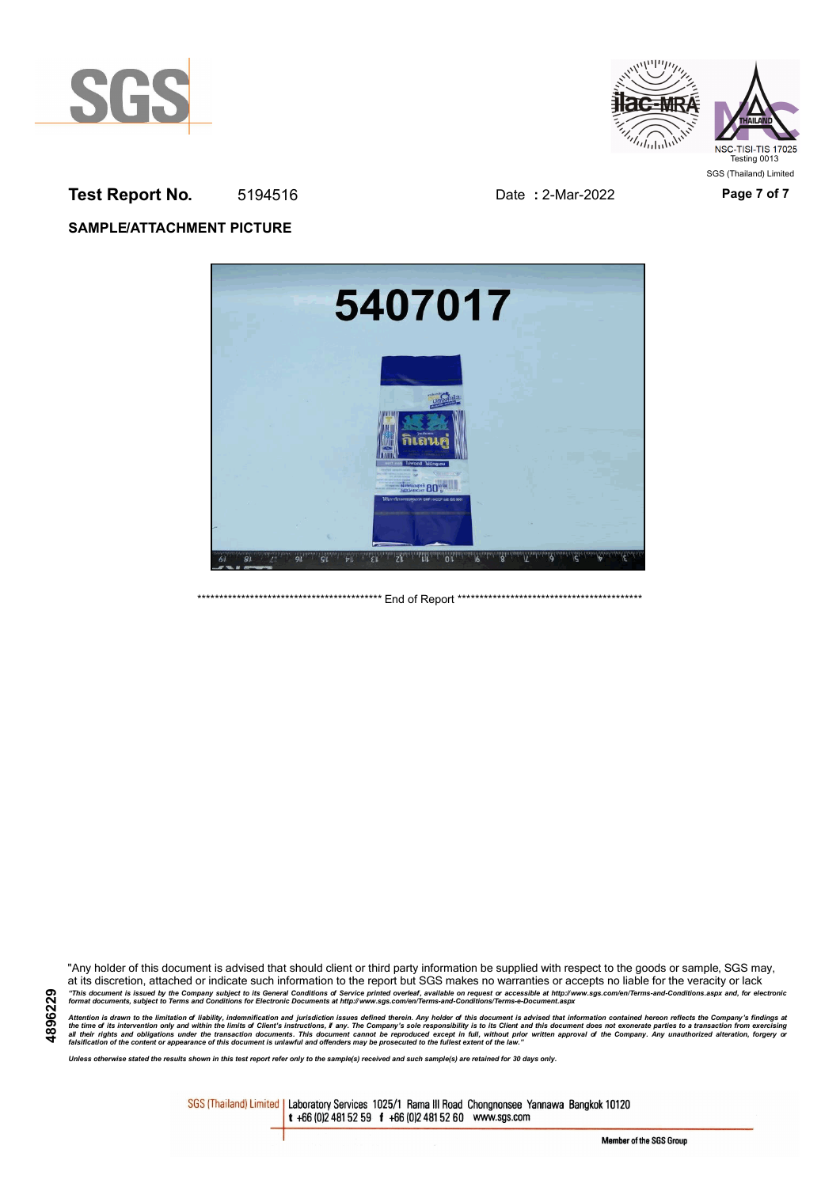**Test Report No.** 5194516 Date **:** 2-Mar-2022

**SAMPLE/ATTACHMENT PICTURE**

5407017

******************************************* End of Report *******************************************

"Any holder of this document is advised that should client or third party information be supplied with respect to the goods or sample, SGS may, at its discretion, attached or indicate such information to the report but SGS makes no warranties or accepts no liable for the veracity or lack

*"This document is issued by the Company subject to its General Conditions of Service printed overleaf, available on request or accessible at http://www.sgs.com/en/Terms-and-Conditions.aspx and, for electronic format documents, subject to Terms and Conditions for Electronic Documents at http://www.sgs.com/en/Terms-and-Conditions/Terms-e-Document.aspx*

*Attention is drawn to the limitation of liability, indemnification and jurisdiction issues defined therein. Any holder of this document is advised that information contained hereon reflects the Company's findings at the time of its intervention only and within the limits of Client's instructions, if any. The Company's sole responsibility is to its Client and this document does not exonerate parties to a transaction from exercising all their rights and obligations under the transaction documents. This document cannot be reproduced except in full, without prior written approval of the Company. Any unauthorized alteration, forgery or falsification of the content or appearance of this document is unlawful and offenders may be prosecuted to the fullest extent of the law."*

*Unless otherwise stated the results shown in this test report refer only to the sample(s) received and such sample(s) are retained for 30 days only.*

4896229

SGS (Thailand) Limited | Laboratory Services 1025/1 Rama III Road Chongnonsee Yannawa Bangkok 10120
t +66 (0)2 481 52 59 f +66 (0)2 481 52 60 www.sgs.com

Member of the SGS Group